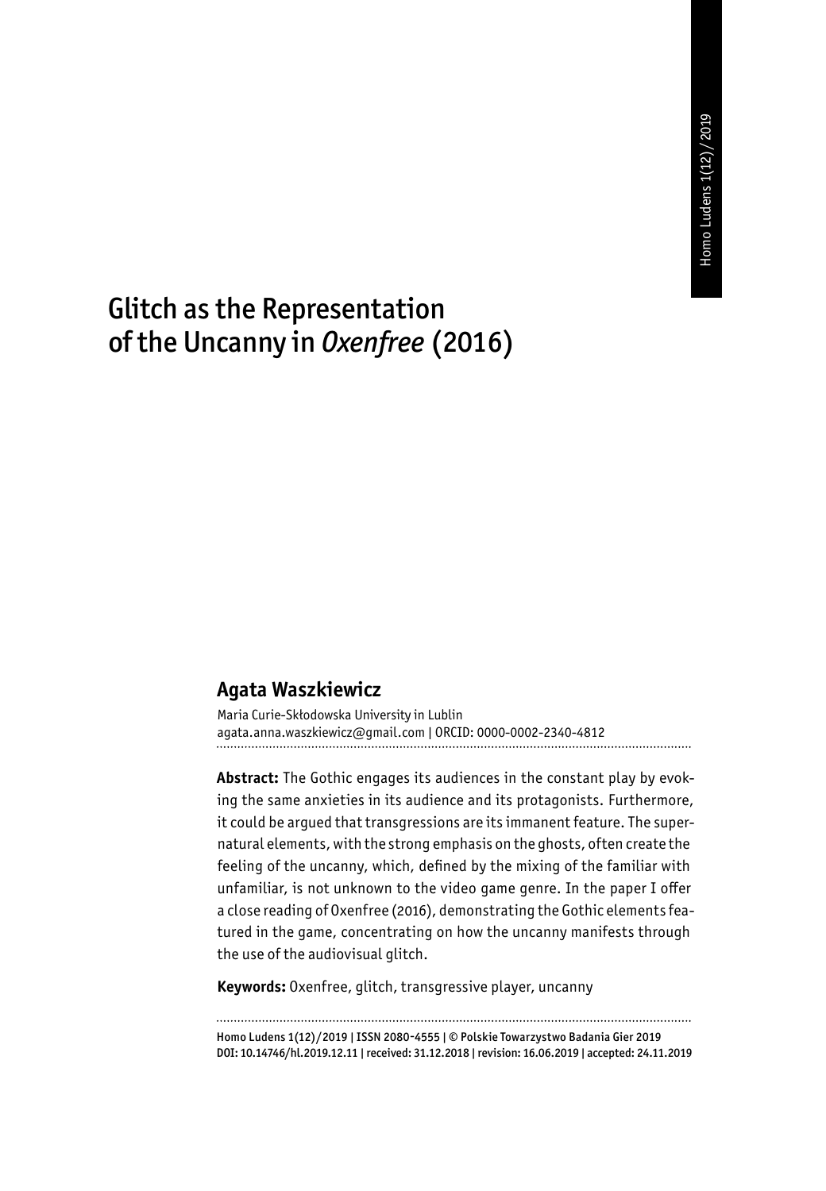# Glitch as the Representation of the Uncanny in *Oxenfree* (2016)

## Agata Waszkiewicz

Maria Curie-Skłodowska University in Lublin
agata.anna.waszkiewicz@gmail.com | ORCID: 0000-0002-2340-4812

**Abstract:** The Gothic engages its audiences in the constant play by evoking the same anxieties in its audience and its protagonists. Furthermore, it could be argued that transgressions are its immanent feature. The supernatural elements, with the strong emphasis on the ghosts, often create the feeling of the uncanny, which, defined by the mixing of the familiar with unfamiliar, is not unknown to the video game genre. In the paper I offer a close reading of Oxenfree (2016), demonstrating the Gothic elements featured in the game, concentrating on how the uncanny manifests through the use of the audiovisual glitch.

**Keywords:** Oxenfree, glitch, transgressive player, uncanny

Homo Ludens 1(12)/2019 | ISSN 2080-4555 | © Polskie Towarzystwo Badania Gier 2019
DOI: 10.14746/hl.2019.12.11 | received: 31.12.2018 | revision: 16.06.2019 | accepted: 24.11.2019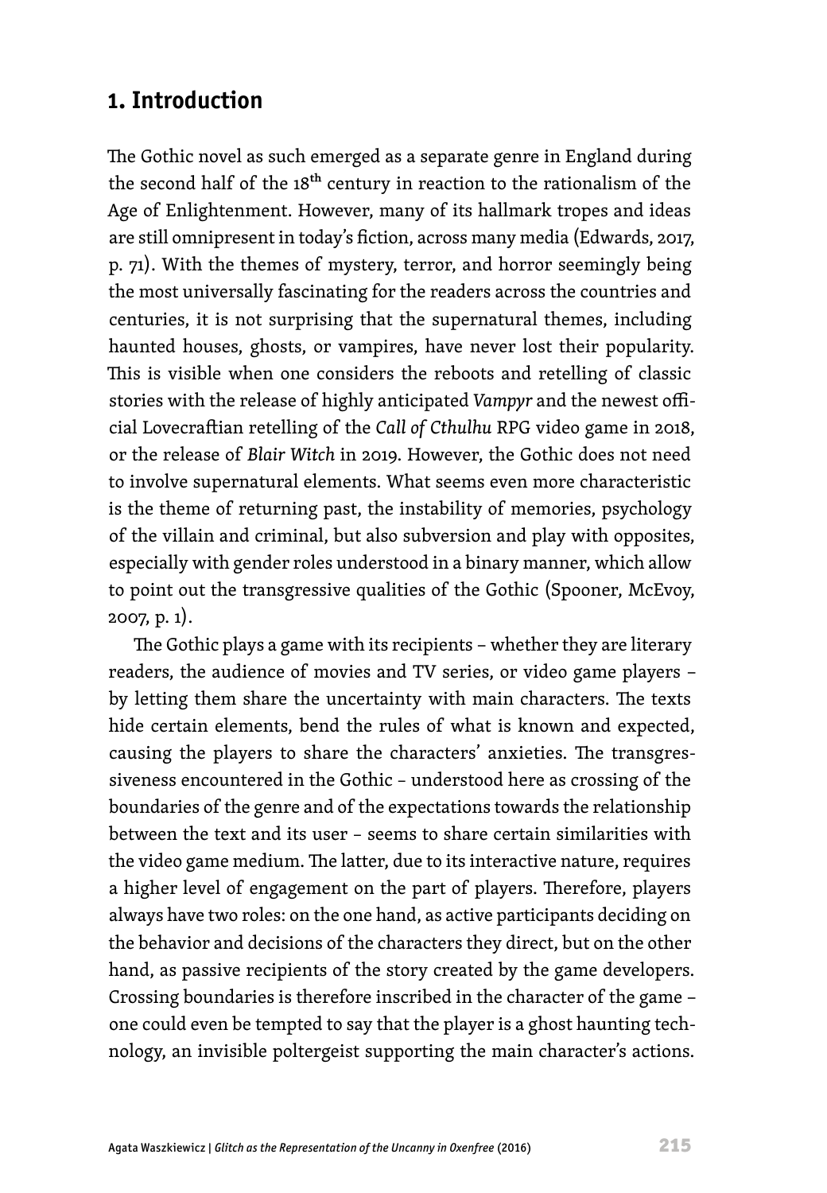## 1. Introduction

The Gothic novel as such emerged as a separate genre in England during the second half of the 18th century in reaction to the rationalism of the Age of Enlightenment. However, many of its hallmark tropes and ideas are still omnipresent in today's fiction, across many media (Edwards, 2017, p. 71). With the themes of mystery, terror, and horror seemingly being the most universally fascinating for the readers across the countries and centuries, it is not surprising that the supernatural themes, including haunted houses, ghosts, or vampires, have never lost their popularity. This is visible when one considers the reboots and retelling of classic stories with the release of highly anticipated *Vampyr* and the newest official Lovecraftian retelling of the *Call of Cthulhu* RPG video game in 2018, or the release of *Blair Witch* in 2019. However, the Gothic does not need to involve supernatural elements. What seems even more characteristic is the theme of returning past, the instability of memories, psychology of the villain and criminal, but also subversion and play with opposites, especially with gender roles understood in a binary manner, which allow to point out the transgressive qualities of the Gothic (Spooner, McEvoy, 2007, p. 1).

The Gothic plays a game with its recipients – whether they are literary readers, the audience of movies and TV series, or video game players – by letting them share the uncertainty with main characters. The texts hide certain elements, bend the rules of what is known and expected, causing the players to share the characters' anxieties. The transgressiveness encountered in the Gothic – understood here as crossing of the boundaries of the genre and of the expectations towards the relationship between the text and its user – seems to share certain similarities with the video game medium. The latter, due to its interactive nature, requires a higher level of engagement on the part of players. Therefore, players always have two roles: on the one hand, as active participants deciding on the behavior and decisions of the characters they direct, but on the other hand, as passive recipients of the story created by the game developers. Crossing boundaries is therefore inscribed in the character of the game – one could even be tempted to say that the player is a ghost haunting technology, an invisible poltergeist supporting the main character's actions.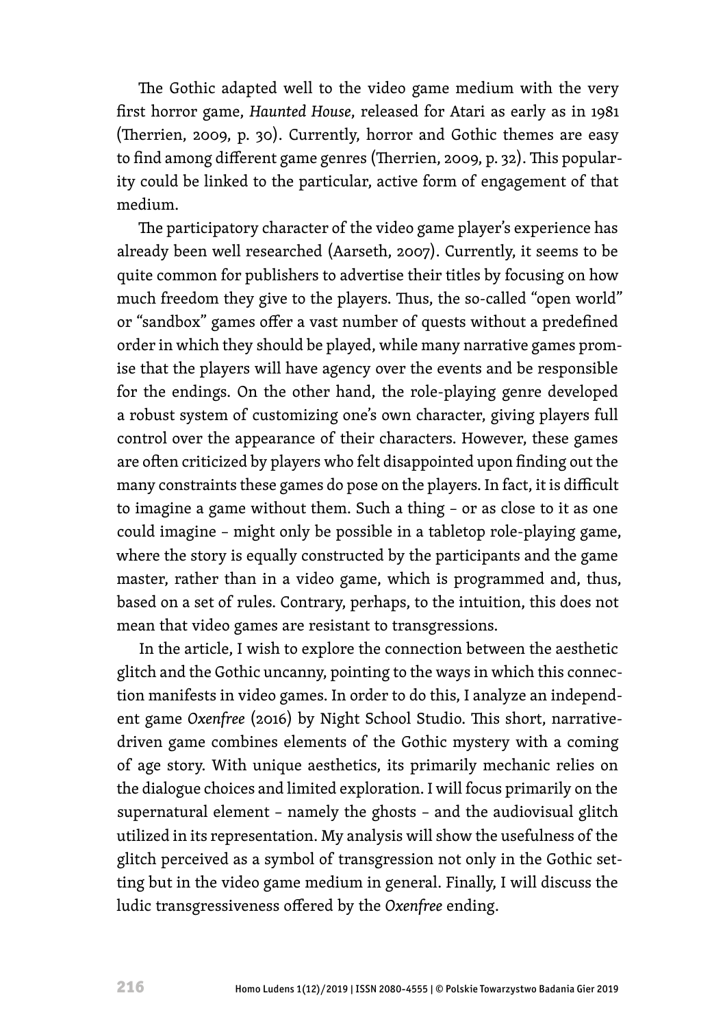The Gothic adapted well to the video game medium with the very first horror game, *Haunted House*, released for Atari as early as in 1981 (Therrien, 2009, p. 30). Currently, horror and Gothic themes are easy to find among different game genres (Therrien, 2009, p. 32). This popularity could be linked to the particular, active form of engagement of that medium.

The participatory character of the video game player's experience has already been well researched (Aarseth, 2007). Currently, it seems to be quite common for publishers to advertise their titles by focusing on how much freedom they give to the players. Thus, the so-called "open world" or "sandbox" games offer a vast number of quests without a predefined order in which they should be played, while many narrative games promise that the players will have agency over the events and be responsible for the endings. On the other hand, the role-playing genre developed a robust system of customizing one's own character, giving players full control over the appearance of their characters. However, these games are often criticized by players who felt disappointed upon finding out the many constraints these games do pose on the players. In fact, it is difficult to imagine a game without them. Such a thing – or as close to it as one could imagine – might only be possible in a tabletop role-playing game, where the story is equally constructed by the participants and the game master, rather than in a video game, which is programmed and, thus, based on a set of rules. Contrary, perhaps, to the intuition, this does not mean that video games are resistant to transgressions.

In the article, I wish to explore the connection between the aesthetic glitch and the Gothic uncanny, pointing to the ways in which this connection manifests in video games. In order to do this, I analyze an independent game *Oxenfree* (2016) by Night School Studio. This short, narrative-driven game combines elements of the Gothic mystery with a coming of age story. With unique aesthetics, its primarily mechanic relies on the dialogue choices and limited exploration. I will focus primarily on the supernatural element – namely the ghosts – and the audiovisual glitch utilized in its representation. My analysis will show the usefulness of the glitch perceived as a symbol of transgression not only in the Gothic setting but in the video game medium in general. Finally, I will discuss the ludic transgressiveness offered by the *Oxenfree* ending.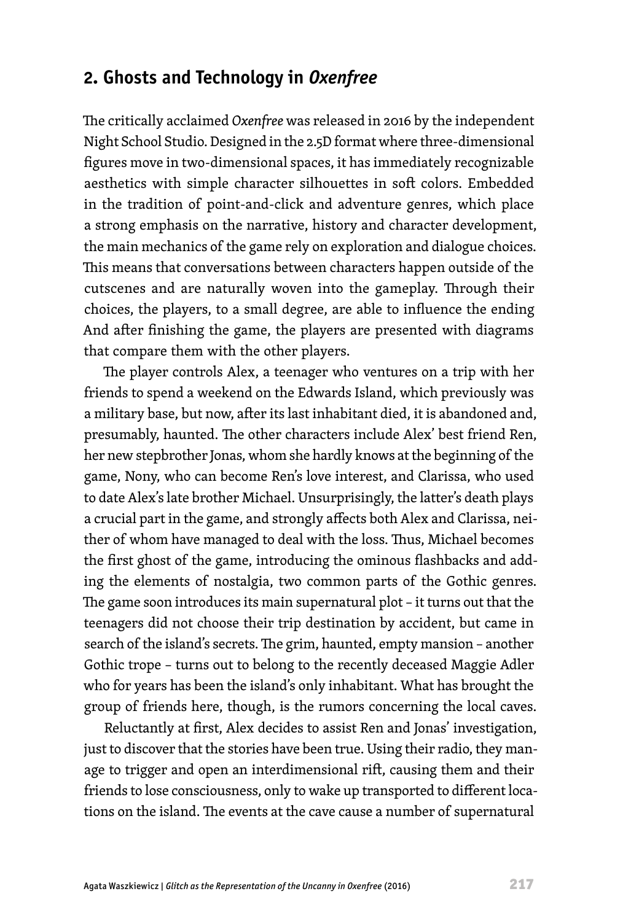## 2. Ghosts and Technology in *Oxenfree*

The critically acclaimed *Oxenfree* was released in 2016 by the independent Night School Studio. Designed in the 2.5D format where three-dimensional figures move in two-dimensional spaces, it has immediately recognizable aesthetics with simple character silhouettes in soft colors. Embedded in the tradition of point-and-click and adventure genres, which place a strong emphasis on the narrative, history and character development, the main mechanics of the game rely on exploration and dialogue choices. This means that conversations between characters happen outside of the cutscenes and are naturally woven into the gameplay. Through their choices, the players, to a small degree, are able to influence the ending And after finishing the game, the players are presented with diagrams that compare them with the other players.

The player controls Alex, a teenager who ventures on a trip with her friends to spend a weekend on the Edwards Island, which previously was a military base, but now, after its last inhabitant died, it is abandoned and, presumably, haunted. The other characters include Alex' best friend Ren, her new stepbrother Jonas, whom she hardly knows at the beginning of the game, Nony, who can become Ren's love interest, and Clarissa, who used to date Alex's late brother Michael. Unsurprisingly, the latter's death plays a crucial part in the game, and strongly affects both Alex and Clarissa, neither of whom have managed to deal with the loss. Thus, Michael becomes the first ghost of the game, introducing the ominous flashbacks and adding the elements of nostalgia, two common parts of the Gothic genres. The game soon introduces its main supernatural plot – it turns out that the teenagers did not choose their trip destination by accident, but came in search of the island's secrets. The grim, haunted, empty mansion – another Gothic trope – turns out to belong to the recently deceased Maggie Adler who for years has been the island's only inhabitant. What has brought the group of friends here, though, is the rumors concerning the local caves.

Reluctantly at first, Alex decides to assist Ren and Jonas' investigation, just to discover that the stories have been true. Using their radio, they manage to trigger and open an interdimensional rift, causing them and their friends to lose consciousness, only to wake up transported to different locations on the island. The events at the cave cause a number of supernatural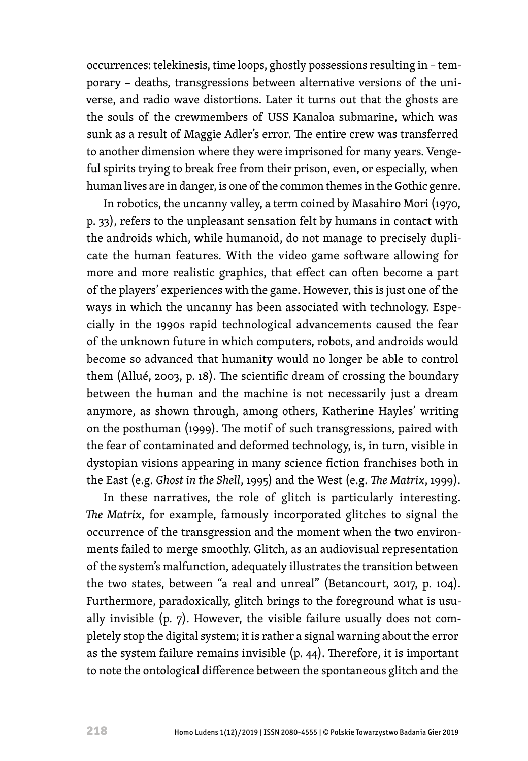occurrences: telekinesis, time loops, ghostly possessions resulting in – temporary – deaths, transgressions between alternative versions of the universe, and radio wave distortions. Later it turns out that the ghosts are the souls of the crewmembers of USS Kanaloa submarine, which was sunk as a result of Maggie Adler's error. The entire crew was transferred to another dimension where they were imprisoned for many years. Vengeful spirits trying to break free from their prison, even, or especially, when human lives are in danger, is one of the common themes in the Gothic genre.

In robotics, the uncanny valley, a term coined by Masahiro Mori (1970, p. 33), refers to the unpleasant sensation felt by humans in contact with the androids which, while humanoid, do not manage to precisely duplicate the human features. With the video game software allowing for more and more realistic graphics, that effect can often become a part of the players' experiences with the game. However, this is just one of the ways in which the uncanny has been associated with technology. Especially in the 1990s rapid technological advancements caused the fear of the unknown future in which computers, robots, and androids would become so advanced that humanity would no longer be able to control them (Allué, 2003, p. 18). The scientific dream of crossing the boundary between the human and the machine is not necessarily just a dream anymore, as shown through, among others, Katherine Hayles' writing on the posthuman (1999). The motif of such transgressions, paired with the fear of contaminated and deformed technology, is, in turn, visible in dystopian visions appearing in many science fiction franchises both in the East (e.g. *Ghost in the Shell*, 1995) and the West (e.g. *The Matrix*, 1999).

In these narratives, the role of glitch is particularly interesting. *The Matrix*, for example, famously incorporated glitches to signal the occurrence of the transgression and the moment when the two environments failed to merge smoothly. Glitch, as an audiovisual representation of the system's malfunction, adequately illustrates the transition between the two states, between "a real and unreal" (Betancourt, 2017, p. 104). Furthermore, paradoxically, glitch brings to the foreground what is usually invisible (p. 7). However, the visible failure usually does not completely stop the digital system; it is rather a signal warning about the error as the system failure remains invisible (p. 44). Therefore, it is important to note the ontological difference between the spontaneous glitch and the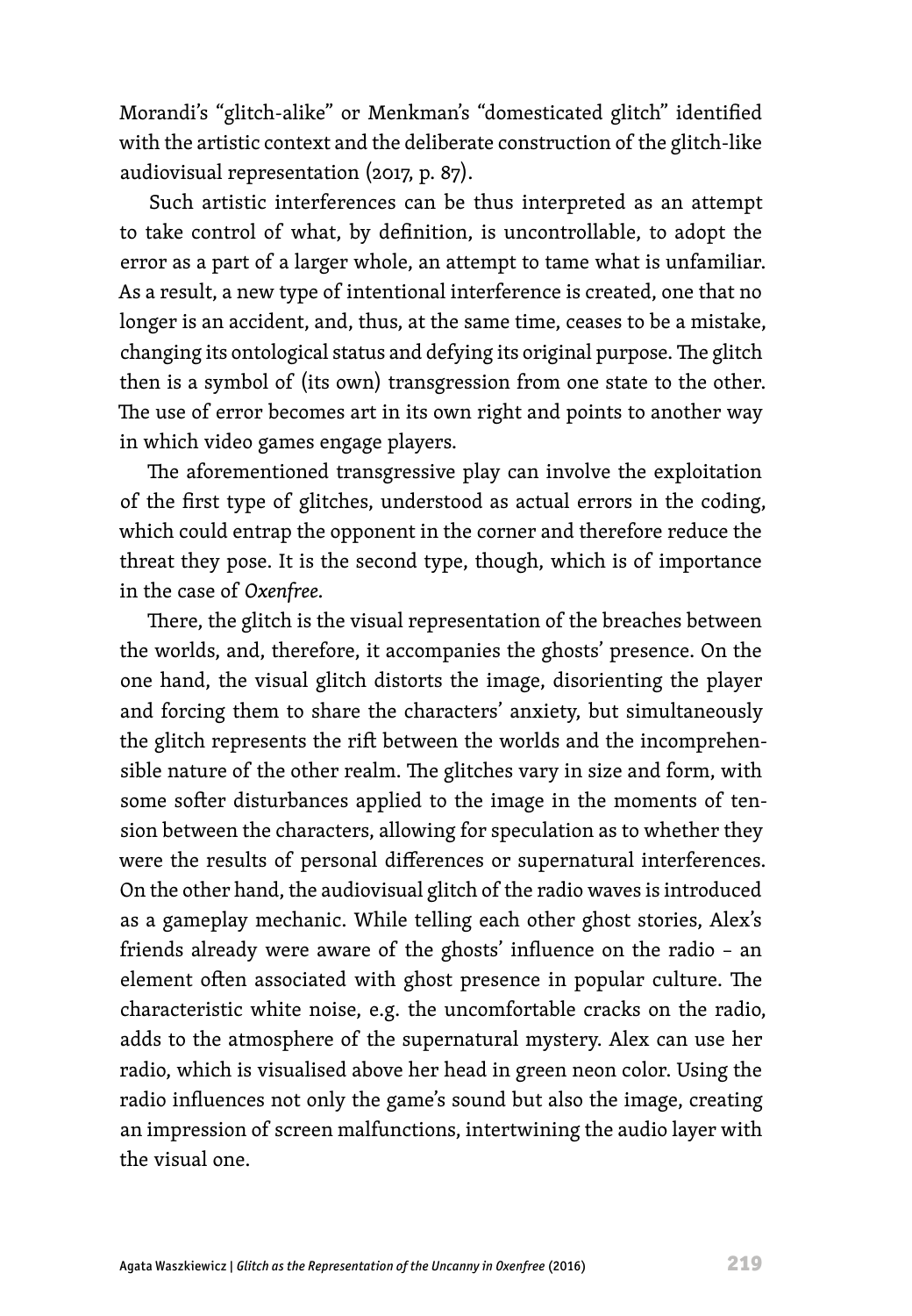Morandi's "glitch-alike" or Menkman's "domesticated glitch" identified with the artistic context and the deliberate construction of the glitch-like audiovisual representation (2017, p. 87).

Such artistic interferences can be thus interpreted as an attempt to take control of what, by definition, is uncontrollable, to adopt the error as a part of a larger whole, an attempt to tame what is unfamiliar. As a result, a new type of intentional interference is created, one that no longer is an accident, and, thus, at the same time, ceases to be a mistake, changing its ontological status and defying its original purpose. The glitch then is a symbol of (its own) transgression from one state to the other. The use of error becomes art in its own right and points to another way in which video games engage players.

The aforementioned transgressive play can involve the exploitation of the first type of glitches, understood as actual errors in the coding, which could entrap the opponent in the corner and therefore reduce the threat they pose. It is the second type, though, which is of importance in the case of *Oxenfree*.

There, the glitch is the visual representation of the breaches between the worlds, and, therefore, it accompanies the ghosts' presence. On the one hand, the visual glitch distorts the image, disorienting the player and forcing them to share the characters' anxiety, but simultaneously the glitch represents the rift between the worlds and the incomprehensible nature of the other realm. The glitches vary in size and form, with some softer disturbances applied to the image in the moments of tension between the characters, allowing for speculation as to whether they were the results of personal differences or supernatural interferences. On the other hand, the audiovisual glitch of the radio waves is introduced as a gameplay mechanic. While telling each other ghost stories, Alex's friends already were aware of the ghosts' influence on the radio – an element often associated with ghost presence in popular culture. The characteristic white noise, e.g. the uncomfortable cracks on the radio, adds to the atmosphere of the supernatural mystery. Alex can use her radio, which is visualised above her head in green neon color. Using the radio influences not only the game's sound but also the image, creating an impression of screen malfunctions, intertwining the audio layer with the visual one.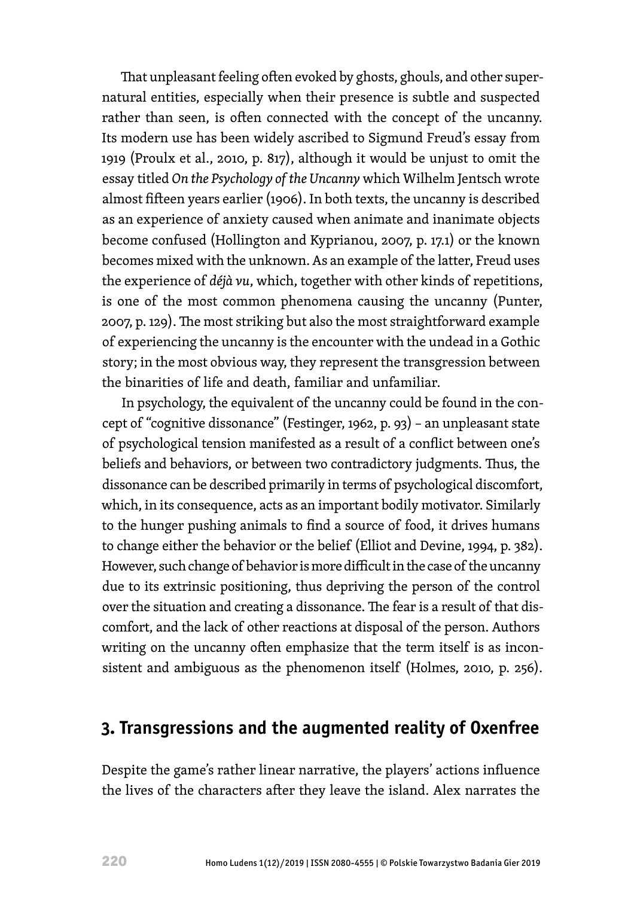That unpleasant feeling often evoked by ghosts, ghouls, and other supernatural entities, especially when their presence is subtle and suspected rather than seen, is often connected with the concept of the uncanny. Its modern use has been widely ascribed to Sigmund Freud's essay from 1919 (Proulx et al., 2010, p. 817), although it would be unjust to omit the essay titled *On the Psychology of the Uncanny* which Wilhelm Jentsch wrote almost fifteen years earlier (1906). In both texts, the uncanny is described as an experience of anxiety caused when animate and inanimate objects become confused (Hollington and Kyprianou, 2007, p. 17.1) or the known becomes mixed with the unknown. As an example of the latter, Freud uses the experience of *déjà vu*, which, together with other kinds of repetitions, is one of the most common phenomena causing the uncanny (Punter, 2007, p. 129). The most striking but also the most straightforward example of experiencing the uncanny is the encounter with the undead in a Gothic story; in the most obvious way, they represent the transgression between the binarities of life and death, familiar and unfamiliar.

In psychology, the equivalent of the uncanny could be found in the concept of "cognitive dissonance" (Festinger, 1962, p. 93) – an unpleasant state of psychological tension manifested as a result of a conflict between one's beliefs and behaviors, or between two contradictory judgments. Thus, the dissonance can be described primarily in terms of psychological discomfort, which, in its consequence, acts as an important bodily motivator. Similarly to the hunger pushing animals to find a source of food, it drives humans to change either the behavior or the belief (Elliot and Devine, 1994, p. 382). However, such change of behavior is more difficult in the case of the uncanny due to its extrinsic positioning, thus depriving the person of the control over the situation and creating a dissonance. The fear is a result of that discomfort, and the lack of other reactions at disposal of the person. Authors writing on the uncanny often emphasize that the term itself is as inconsistent and ambiguous as the phenomenon itself (Holmes, 2010, p. 256).

## 3. Transgressions and the augmented reality of Oxenfree

Despite the game's rather linear narrative, the players' actions influence the lives of the characters after they leave the island. Alex narrates the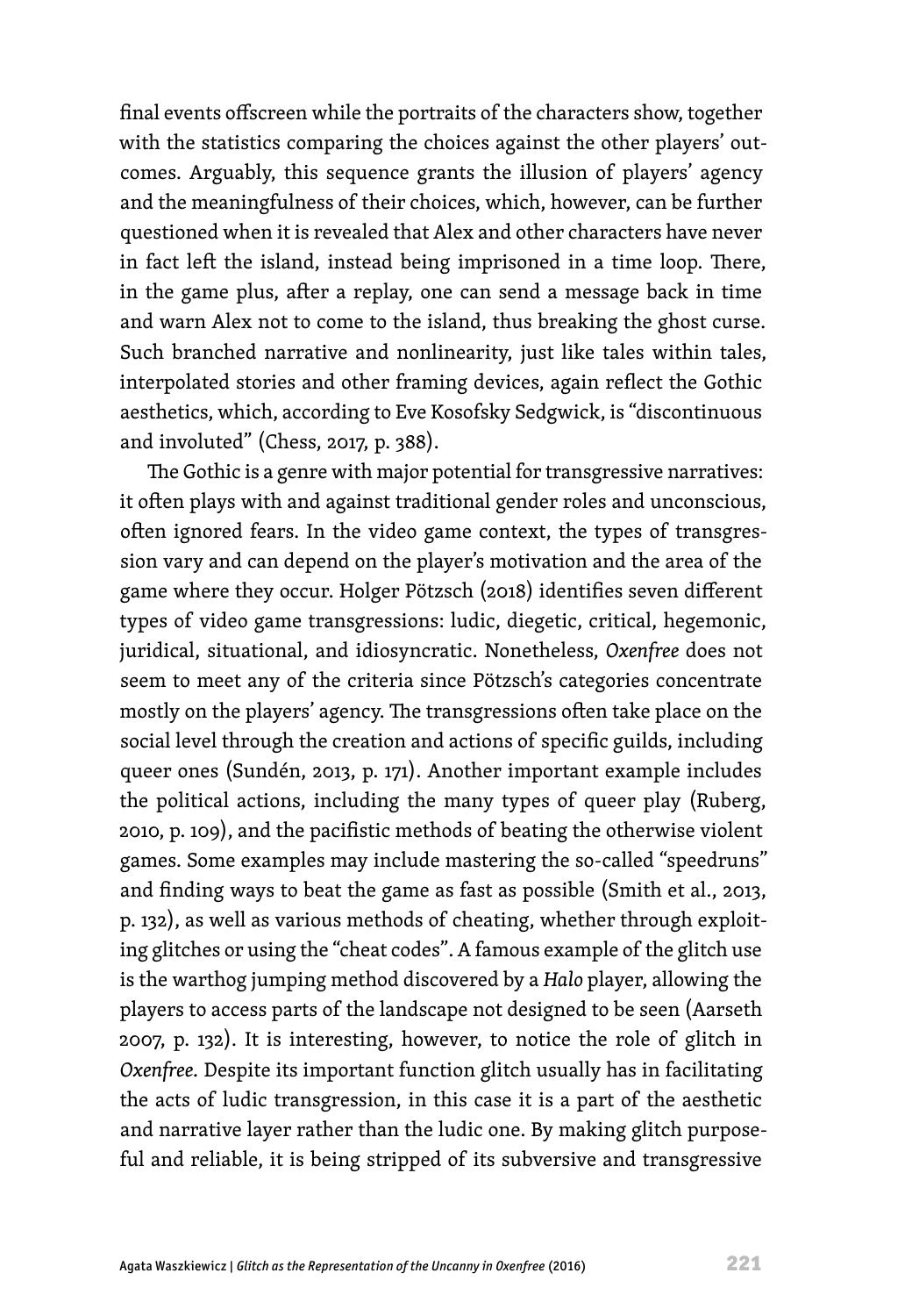final events offscreen while the portraits of the characters show, together with the statistics comparing the choices against the other players' outcomes. Arguably, this sequence grants the illusion of players' agency and the meaningfulness of their choices, which, however, can be further questioned when it is revealed that Alex and other characters have never in fact left the island, instead being imprisoned in a time loop. There, in the game plus, after a replay, one can send a message back in time and warn Alex not to come to the island, thus breaking the ghost curse. Such branched narrative and nonlinearity, just like tales within tales, interpolated stories and other framing devices, again reflect the Gothic aesthetics, which, according to Eve Kosofsky Sedgwick, is "discontinuous and involuted" (Chess, 2017, p. 388).

The Gothic is a genre with major potential for transgressive narratives: it often plays with and against traditional gender roles and unconscious, often ignored fears. In the video game context, the types of transgression vary and can depend on the player's motivation and the area of the game where they occur. Holger Pötzsch (2018) identifies seven different types of video game transgressions: ludic, diegetic, critical, hegemonic, juridical, situational, and idiosyncratic. Nonetheless, *Oxenfree* does not seem to meet any of the criteria since Pötzsch's categories concentrate mostly on the players' agency. The transgressions often take place on the social level through the creation and actions of specific guilds, including queer ones (Sundén, 2013, p. 171). Another important example includes the political actions, including the many types of queer play (Ruberg, 2010, p. 109), and the pacifistic methods of beating the otherwise violent games. Some examples may include mastering the so-called "speedruns" and finding ways to beat the game as fast as possible (Smith et al., 2013, p. 132), as well as various methods of cheating, whether through exploiting glitches or using the "cheat codes". A famous example of the glitch use is the warthog jumping method discovered by a *Halo* player, allowing the players to access parts of the landscape not designed to be seen (Aarseth 2007, p. 132). It is interesting, however, to notice the role of glitch in *Oxenfree*. Despite its important function glitch usually has in facilitating the acts of ludic transgression, in this case it is a part of the aesthetic and narrative layer rather than the ludic one. By making glitch purposeful and reliable, it is being stripped of its subversive and transgressive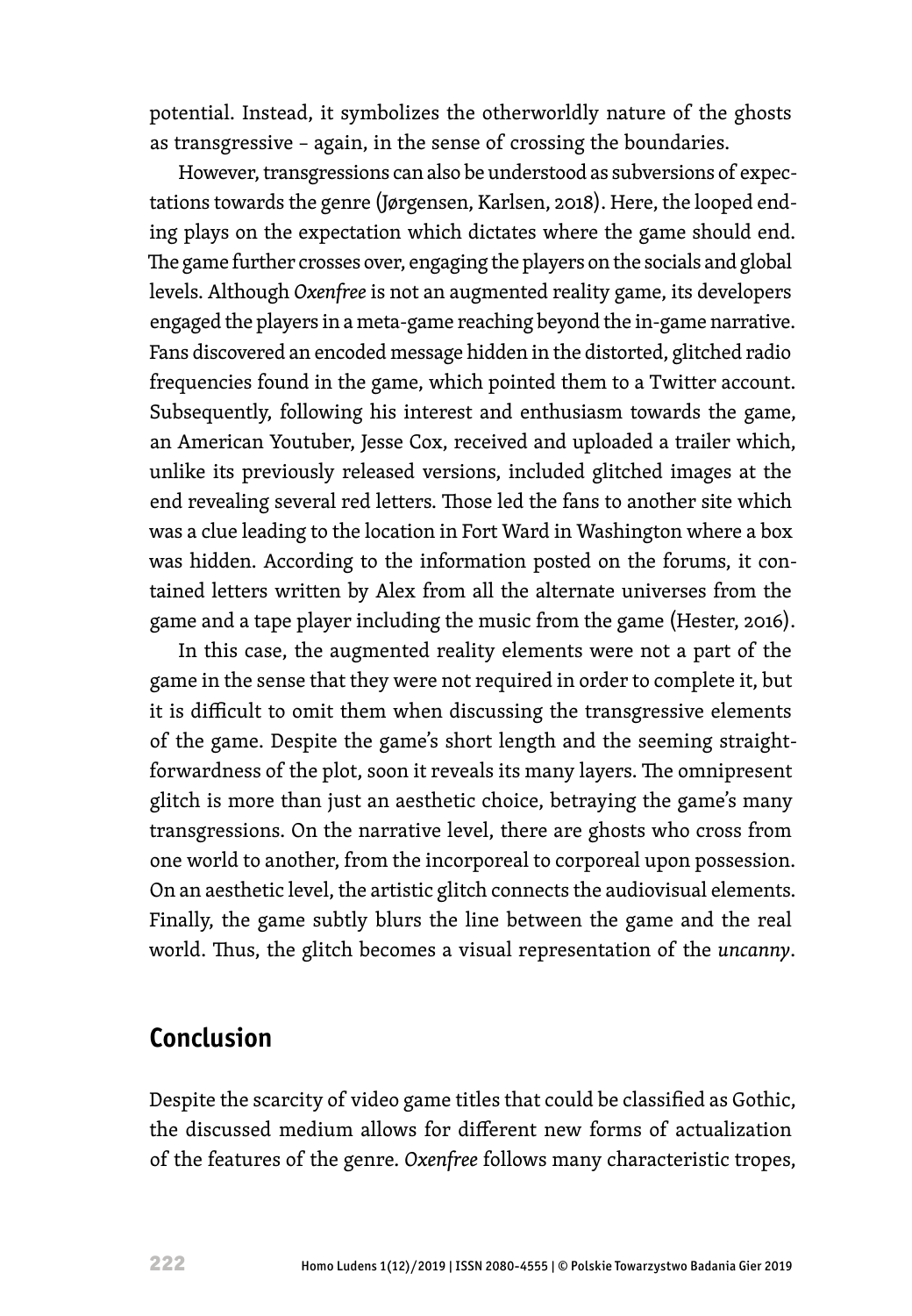potential. Instead, it symbolizes the otherworldly nature of the ghosts as transgressive – again, in the sense of crossing the boundaries.

However, transgressions can also be understood as subversions of expectations towards the genre (Jørgensen, Karlsen, 2018). Here, the looped ending plays on the expectation which dictates where the game should end. The game further crosses over, engaging the players on the socials and global levels. Although *Oxenfree* is not an augmented reality game, its developers engaged the players in a meta-game reaching beyond the in-game narrative. Fans discovered an encoded message hidden in the distorted, glitched radio frequencies found in the game, which pointed them to a Twitter account. Subsequently, following his interest and enthusiasm towards the game, an American Youtuber, Jesse Cox, received and uploaded a trailer which, unlike its previously released versions, included glitched images at the end revealing several red letters. Those led the fans to another site which was a clue leading to the location in Fort Ward in Washington where a box was hidden. According to the information posted on the forums, it contained letters written by Alex from all the alternate universes from the game and a tape player including the music from the game (Hester, 2016).

In this case, the augmented reality elements were not a part of the game in the sense that they were not required in order to complete it, but it is difficult to omit them when discussing the transgressive elements of the game. Despite the game's short length and the seeming straightforwardness of the plot, soon it reveals its many layers. The omnipresent glitch is more than just an aesthetic choice, betraying the game's many transgressions. On the narrative level, there are ghosts who cross from one world to another, from the incorporeal to corporeal upon possession. On an aesthetic level, the artistic glitch connects the audiovisual elements. Finally, the game subtly blurs the line between the game and the real world. Thus, the glitch becomes a visual representation of the *uncanny*.

## Conclusion

Despite the scarcity of video game titles that could be classified as Gothic, the discussed medium allows for different new forms of actualization of the features of the genre. *Oxenfree* follows many characteristic tropes,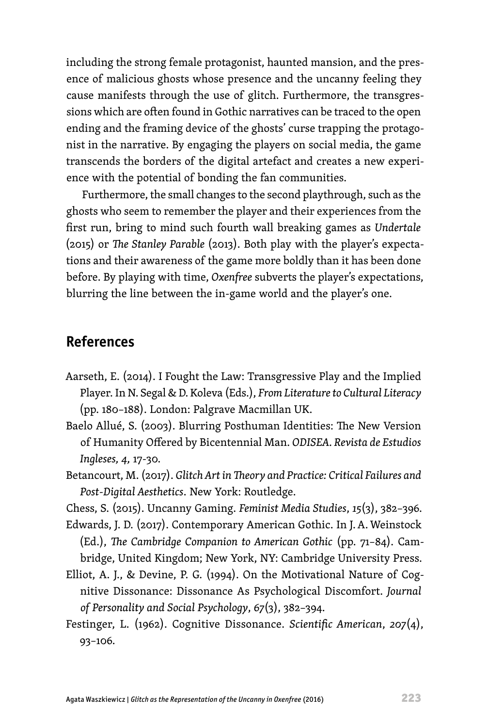including the strong female protagonist, haunted mansion, and the presence of malicious ghosts whose presence and the uncanny feeling they cause manifests through the use of glitch. Furthermore, the transgressions which are often found in Gothic narratives can be traced to the open ending and the framing device of the ghosts' curse trapping the protagonist in the narrative. By engaging the players on social media, the game transcends the borders of the digital artefact and creates a new experience with the potential of bonding the fan communities.

Furthermore, the small changes to the second playthrough, such as the ghosts who seem to remember the player and their experiences from the first run, bring to mind such fourth wall breaking games as *Undertale* (2015) or *The Stanley Parable* (2013). Both play with the player's expectations and their awareness of the game more boldly than it has been done before. By playing with time, *Oxenfree* subverts the player's expectations, blurring the line between the in-game world and the player's one.

## References

Aarseth, E. (2014). I Fought the Law: Transgressive Play and the Implied Player. In N. Segal & D. Koleva (Eds.), *From Literature to Cultural Literacy* (pp. 180–188). London: Palgrave Macmillan UK.

Baelo Allué, S. (2003). Blurring Posthuman Identities: The New Version of Humanity Offered by Bicentennial Man. *ODISEA. Revista de Estudios Ingleses, 4,* 17-30.

Betancourt, M. (2017). *Glitch Art in Theory and Practice: Critical Failures and Post-Digital Aesthetics*. New York: Routledge.

Chess, S. (2015). Uncanny Gaming. *Feminist Media Studies*, *15*(3), 382–396.

Edwards, J. D. (2017). Contemporary American Gothic. In J. A. Weinstock (Ed.), *The Cambridge Companion to American Gothic* (pp. 71–84). Cambridge, United Kingdom; New York, NY: Cambridge University Press.

Elliot, A. J., & Devine, P. G. (1994). On the Motivational Nature of Cognitive Dissonance: Dissonance As Psychological Discomfort. *Journal of Personality and Social Psychology*, *67*(3), 382–394.

Festinger, L. (1962). Cognitive Dissonance. *Scientific American*, *207*(4), 93–106.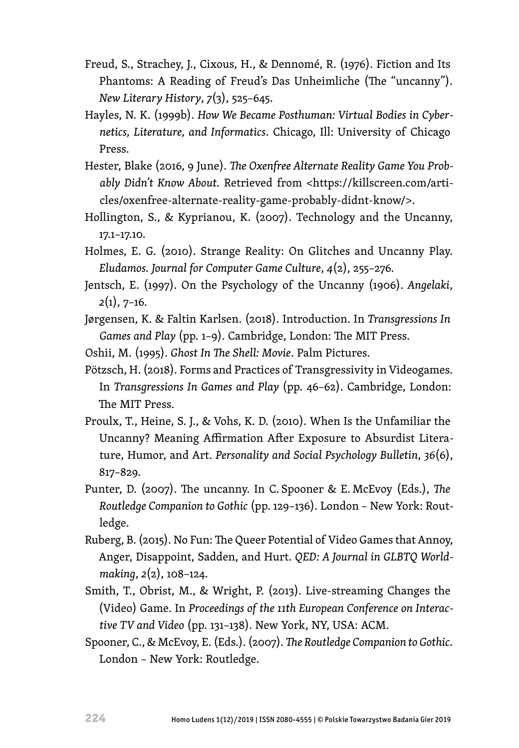Freud, S., Strachey, J., Cixous, H., & Dennomé, R. (1976). Fiction and Its Phantoms: A Reading of Freud's Das Unheimliche (The "uncanny"). *New Literary History*, *7*(3), 525–645.

Hayles, N. K. (1999b). *How We Became Posthuman: Virtual Bodies in Cybernetics, Literature, and Informatics*. Chicago, Ill: University of Chicago Press.

Hester, Blake (2016, 9 June). *The Oxenfree Alternate Reality Game You Probably Didn't Know About.* Retrieved from <https://killscreen.com/articles/oxenfree-alternate-reality-game-probably-didnt-know/>.

Hollington, S., & Kyprianou, K. (2007). Technology and the Uncanny, 17.1–17.10.

Holmes, E. G. (2010). Strange Reality: On Glitches and Uncanny Play. *Eludamos. Journal for Computer Game Culture*, *4*(2), 255–276.

Jentsch, E. (1997). On the Psychology of the Uncanny (1906). *Angelaki*, *2*(1), 7–16.

Jørgensen, K. & Faltin Karlsen. (2018). Introduction. In *Transgressions In Games and Play* (pp. 1–9). Cambridge, London: The MIT Press.

Oshii, M. (1995). *Ghost In The Shell: Movie*. Palm Pictures.

Pötzsch, H. (2018). Forms and Practices of Transgressivity in Videogames. In *Transgressions In Games and Play* (pp. 46–62). Cambridge, London: The MIT Press.

Proulx, T., Heine, S. J., & Vohs, K. D. (2010). When Is the Unfamiliar the Uncanny? Meaning Affirmation After Exposure to Absurdist Literature, Humor, and Art. *Personality and Social Psychology Bulletin*, *36*(6), 817–829.

Punter, D. (2007). The uncanny. In C. Spooner & E. McEvoy (Eds.), *The Routledge Companion to Gothic* (pp. 129–136). London – New York: Routledge.

Ruberg, B. (2015). No Fun: The Queer Potential of Video Games that Annoy, Anger, Disappoint, Sadden, and Hurt. *QED: A Journal in GLBTQ Worldmaking*, *2*(2), 108–124.

Smith, T., Obrist, M., & Wright, P. (2013). Live-streaming Changes the (Video) Game. In *Proceedings of the 11th European Conference on Interactive TV and Video* (pp. 131–138). New York, NY, USA: ACM.

Spooner, C., & McEvoy, E. (Eds.). (2007). *The Routledge Companion to Gothic*. London – New York: Routledge.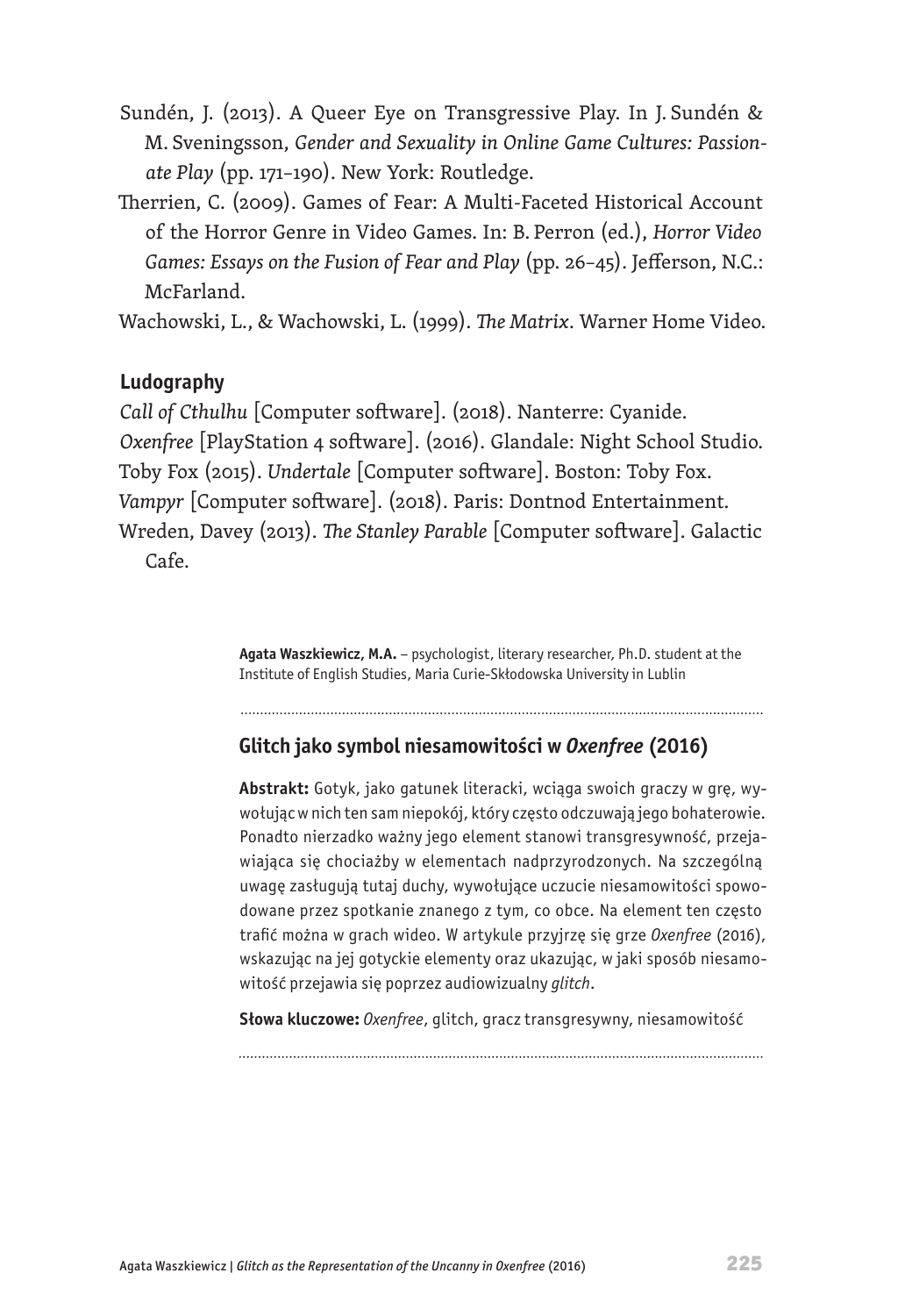Sundén, J. (2013). A Queer Eye on Transgressive Play. In J. Sundén & M. Sveningsson, *Gender and Sexuality in Online Game Cultures: Passionate Play* (pp. 171–190). New York: Routledge.

Therrien, C. (2009). Games of Fear: A Multi-Faceted Historical Account of the Horror Genre in Video Games. In: B. Perron (ed.), *Horror Video Games: Essays on the Fusion of Fear and Play* (pp. 26–45). Jefferson, N.C.: McFarland.

Wachowski, L., & Wachowski, L. (1999). *The Matrix*. Warner Home Video.

## Ludography

*Call of Cthulhu* [Computer software]. (2018). Nanterre: Cyanide.

*Oxenfree* [PlayStation 4 software]. (2016). Glandale: Night School Studio.

Toby Fox (2015). *Undertale* [Computer software]. Boston: Toby Fox.

*Vampyr* [Computer software]. (2018). Paris: Dontnod Entertainment.

Wreden, Davey (2013). *The Stanley Parable* [Computer software]. Galactic Cafe.

**Agata Waszkiewicz, M.A.** – psychologist, literary researcher, Ph.D. student at the Institute of English Studies, Maria Curie-Skłodowska University in Lublin

## Glitch jako symbol niesamowitości w *Oxenfree* (2016)

**Abstrakt:** Gotyk, jako gatunek literacki, wciąga swoich graczy w grę, wywołując w nich ten sam niepokój, który często odczuwają jego bohaterowie. Ponadto nierzadko ważny jego element stanowi transgresywność, przejawiająca się chociażby w elementach nadprzyrodzonych. Na szczególną uwagę zasługują tutaj duchy, wywołujące uczucie niesamowitości spowodowane przez spotkanie znanego z tym, co obce. Na element ten często trafić można w grach wideo. W artykule przyjrzę się grze *Oxenfree* (2016), wskazując na jej gotyckie elementy oraz ukazując, w jaki sposób niesamowitość przejawia się poprzez audiowizualny *glitch*.

**Słowa kluczowe:** *Oxenfree*, glitch, gracz transgresywny, niesamowitość